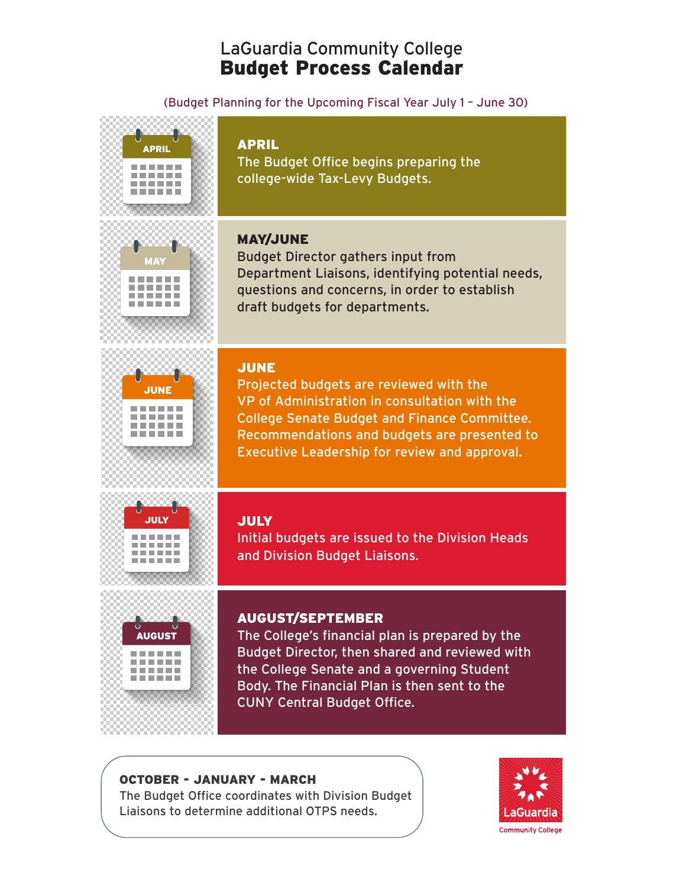# LaGuardia Community College
## Budget Process Calendar

(Budget Planning for the Upcoming Fiscal Year July 1 – June 30)

### APRIL
The Budget Office begins preparing the college-wide Tax-Levy Budgets.

### MAY/JUNE
Budget Director gathers input from Department Liaisons, identifying potential needs, questions and concerns, in order to establish draft budgets for departments.

### JUNE
Projected budgets are reviewed with the VP of Administration in consultation with the College Senate Budget and Finance Committee. Recommendations and budgets are presented to Executive Leadership for review and approval.

### JULY
Initial budgets are issued to the Division Heads and Division Budget Liaisons.

### AUGUST/SEPTEMBER
The College's financial plan is prepared by the Budget Director, then shared and reviewed with the College Senate and a governing Student Body. The Financial Plan is then sent to the CUNY Central Budget Office.

### OCTOBER - JANUARY - MARCH
The Budget Office coordinates with Division Budget Liaisons to determine additional OTPS needs.

LaGuardia Community College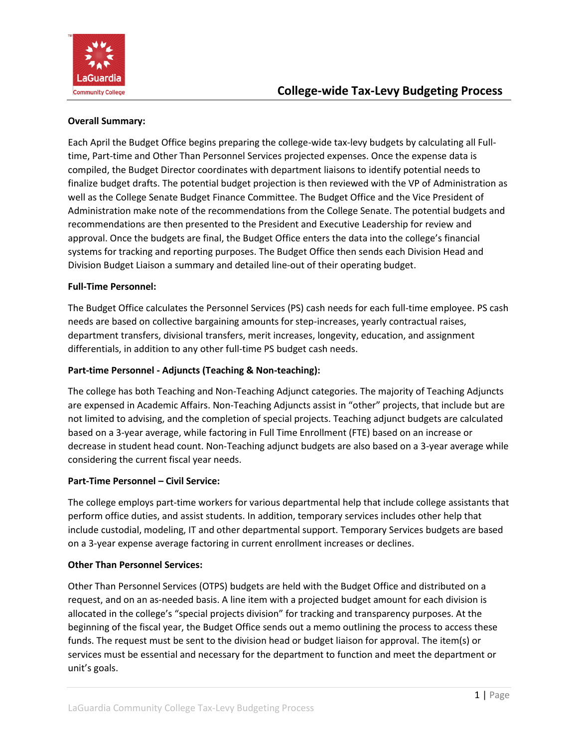# College-wide Tax-Levy Budgeting Process

**Overall Summary:**

Each April the Budget Office begins preparing the college-wide tax-levy budgets by calculating all Full-time, Part-time and Other Than Personnel Services projected expenses. Once the expense data is compiled, the Budget Director coordinates with department liaisons to identify potential needs to finalize budget drafts. The potential budget projection is then reviewed with the VP of Administration as well as the College Senate Budget Finance Committee. The Budget Office and the Vice President of Administration make note of the recommendations from the College Senate. The potential budgets and recommendations are then presented to the President and Executive Leadership for review and approval. Once the budgets are final, the Budget Office enters the data into the college's financial systems for tracking and reporting purposes. The Budget Office then sends each Division Head and Division Budget Liaison a summary and detailed line-out of their operating budget.

**Full-Time Personnel:**

The Budget Office calculates the Personnel Services (PS) cash needs for each full-time employee. PS cash needs are based on collective bargaining amounts for step-increases, yearly contractual raises, department transfers, divisional transfers, merit increases, longevity, education, and assignment differentials, in addition to any other full-time PS budget cash needs.

**Part-time Personnel - Adjuncts (Teaching & Non-teaching):**

The college has both Teaching and Non-Teaching Adjunct categories. The majority of Teaching Adjuncts are expensed in Academic Affairs. Non-Teaching Adjuncts assist in "other" projects, that include but are not limited to advising, and the completion of special projects. Teaching adjunct budgets are calculated based on a 3-year average, while factoring in Full Time Enrollment (FTE) based on an increase or decrease in student head count. Non-Teaching adjunct budgets are also based on a 3-year average while considering the current fiscal year needs.

**Part-Time Personnel – Civil Service:**

The college employs part-time workers for various departmental help that include college assistants that perform office duties, and assist students. In addition, temporary services includes other help that include custodial, modeling, IT and other departmental support. Temporary Services budgets are based on a 3-year expense average factoring in current enrollment increases or declines.

**Other Than Personnel Services:**

Other Than Personnel Services (OTPS) budgets are held with the Budget Office and distributed on a request, and on an as-needed basis. A line item with a projected budget amount for each division is allocated in the college's "special projects division" for tracking and transparency purposes. At the beginning of the fiscal year, the Budget Office sends out a memo outlining the process to access these funds. The request must be sent to the division head or budget liaison for approval. The item(s) or services must be essential and necessary for the department to function and meet the department or unit's goals.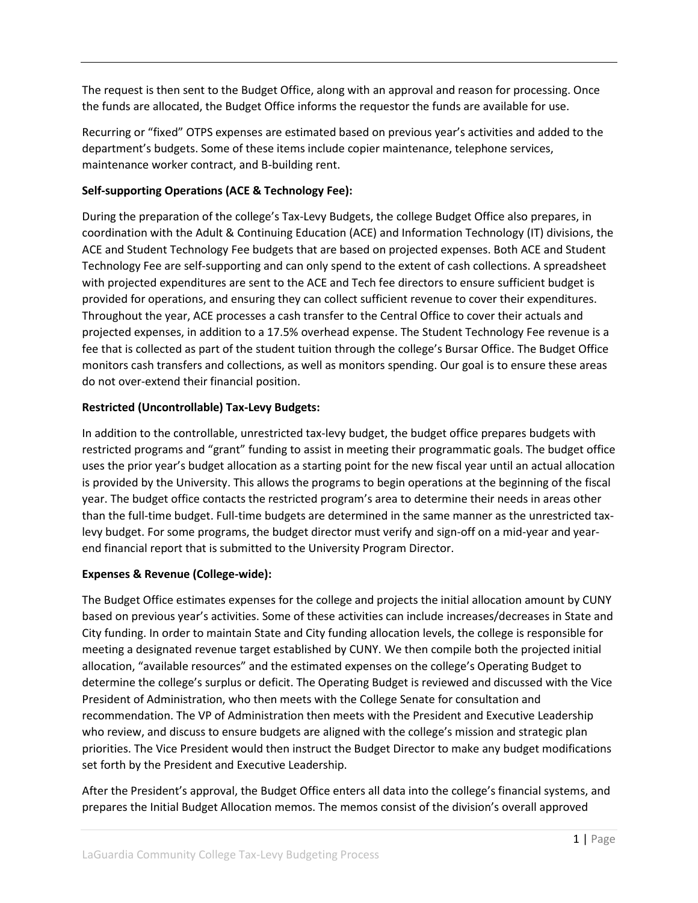The request is then sent to the Budget Office, along with an approval and reason for processing. Once the funds are allocated, the Budget Office informs the requestor the funds are available for use.

Recurring or "fixed" OTPS expenses are estimated based on previous year's activities and added to the department's budgets. Some of these items include copier maintenance, telephone services, maintenance worker contract, and B-building rent.

**Self-supporting Operations (ACE & Technology Fee):**

During the preparation of the college's Tax-Levy Budgets, the college Budget Office also prepares, in coordination with the Adult & Continuing Education (ACE) and Information Technology (IT) divisions, the ACE and Student Technology Fee budgets that are based on projected expenses. Both ACE and Student Technology Fee are self-supporting and can only spend to the extent of cash collections. A spreadsheet with projected expenditures are sent to the ACE and Tech fee directors to ensure sufficient budget is provided for operations, and ensuring they can collect sufficient revenue to cover their expenditures. Throughout the year, ACE processes a cash transfer to the Central Office to cover their actuals and projected expenses, in addition to a 17.5% overhead expense. The Student Technology Fee revenue is a fee that is collected as part of the student tuition through the college's Bursar Office. The Budget Office monitors cash transfers and collections, as well as monitors spending. Our goal is to ensure these areas do not over-extend their financial position.

**Restricted (Uncontrollable) Tax-Levy Budgets:**

In addition to the controllable, unrestricted tax-levy budget, the budget office prepares budgets with restricted programs and "grant" funding to assist in meeting their programmatic goals. The budget office uses the prior year's budget allocation as a starting point for the new fiscal year until an actual allocation is provided by the University. This allows the programs to begin operations at the beginning of the fiscal year. The budget office contacts the restricted program's area to determine their needs in areas other than the full-time budget. Full-time budgets are determined in the same manner as the unrestricted tax-levy budget. For some programs, the budget director must verify and sign-off on a mid-year and year-end financial report that is submitted to the University Program Director.

**Expenses & Revenue (College-wide):**

The Budget Office estimates expenses for the college and projects the initial allocation amount by CUNY based on previous year's activities. Some of these activities can include increases/decreases in State and City funding. In order to maintain State and City funding allocation levels, the college is responsible for meeting a designated revenue target established by CUNY. We then compile both the projected initial allocation, "available resources" and the estimated expenses on the college's Operating Budget to determine the college's surplus or deficit. The Operating Budget is reviewed and discussed with the Vice President of Administration, who then meets with the College Senate for consultation and recommendation. The VP of Administration then meets with the President and Executive Leadership who review, and discuss to ensure budgets are aligned with the college's mission and strategic plan priorities. The Vice President would then instruct the Budget Director to make any budget modifications set forth by the President and Executive Leadership.

After the President's approval, the Budget Office enters all data into the college's financial systems, and prepares the Initial Budget Allocation memos. The memos consist of the division's overall approved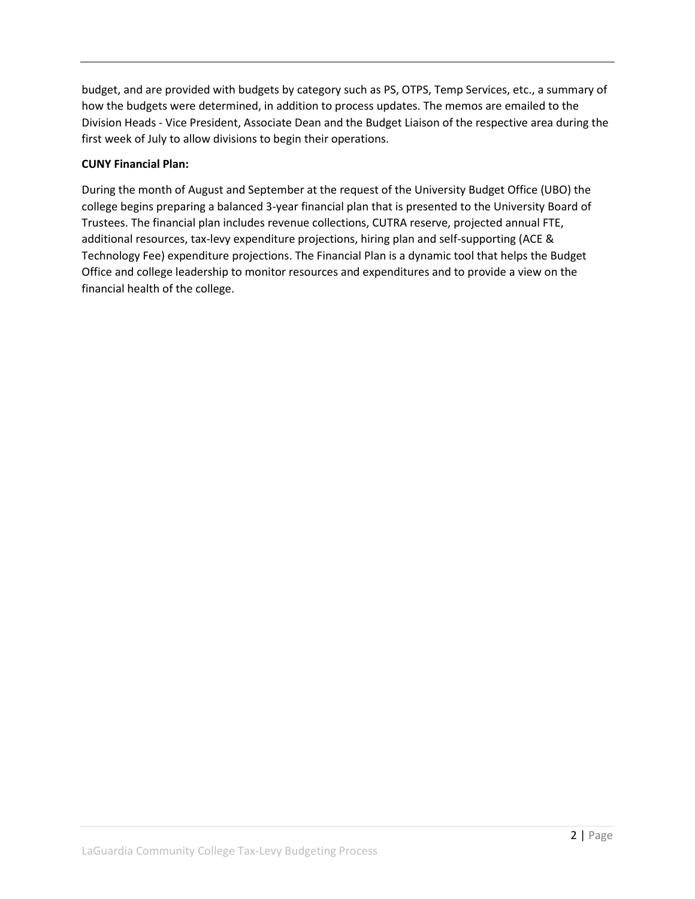budget, and are provided with budgets by category such as PS, OTPS, Temp Services, etc., a summary of how the budgets were determined, in addition to process updates. The memos are emailed to the Division Heads - Vice President, Associate Dean and the Budget Liaison of the respective area during the first week of July to allow divisions to begin their operations.

**CUNY Financial Plan:**

During the month of August and September at the request of the University Budget Office (UBO) the college begins preparing a balanced 3-year financial plan that is presented to the University Board of Trustees. The financial plan includes revenue collections, CUTRA reserve, projected annual FTE, additional resources, tax-levy expenditure projections, hiring plan and self-supporting (ACE & Technology Fee) expenditure projections. The Financial Plan is a dynamic tool that helps the Budget Office and college leadership to monitor resources and expenditures and to provide a view on the financial health of the college.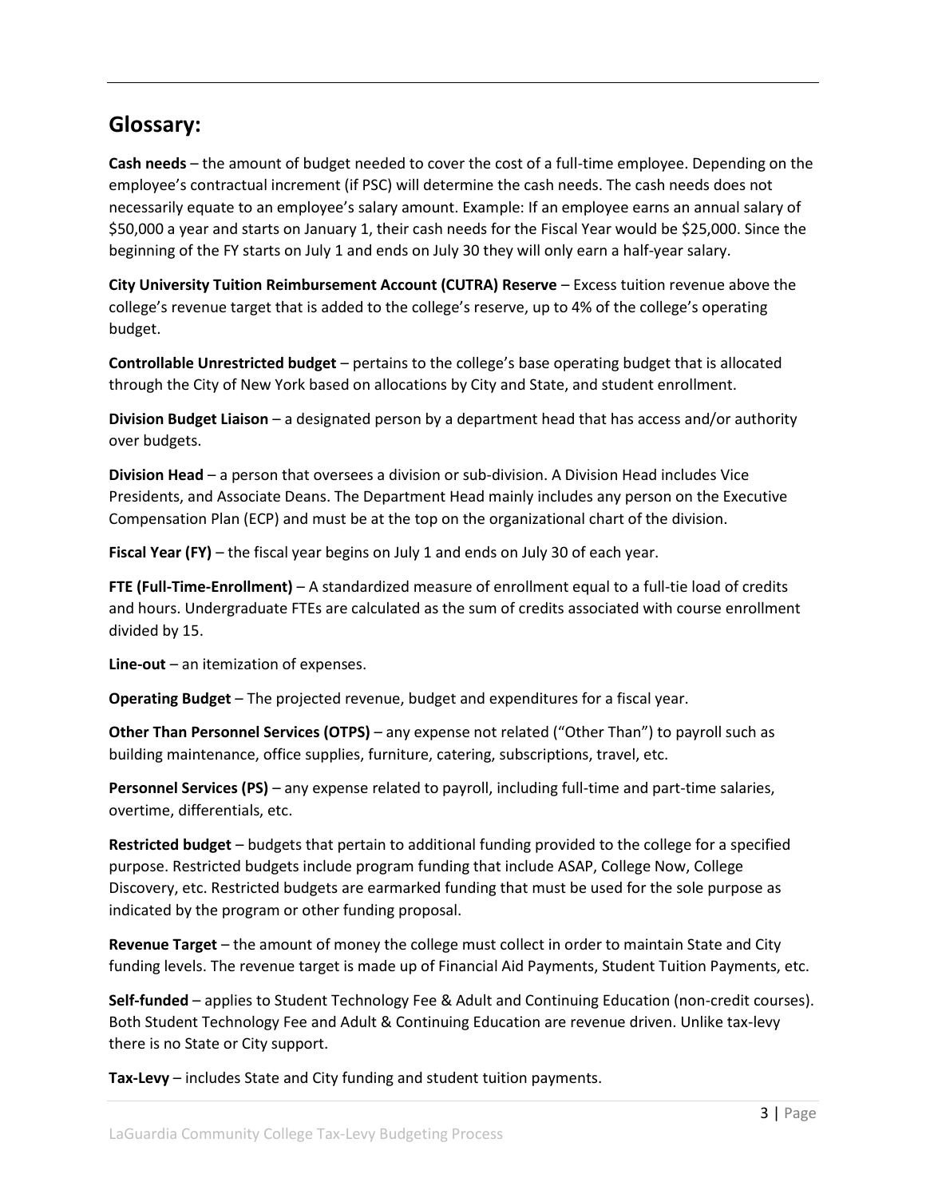## Glossary:

**Cash needs** – the amount of budget needed to cover the cost of a full-time employee. Depending on the employee's contractual increment (if PSC) will determine the cash needs. The cash needs does not necessarily equate to an employee's salary amount. Example: If an employee earns an annual salary of $50,000 a year and starts on January 1, their cash needs for the Fiscal Year would be $25,000. Since the beginning of the FY starts on July 1 and ends on July 30 they will only earn a half-year salary.

**City University Tuition Reimbursement Account (CUTRA) Reserve** – Excess tuition revenue above the college's revenue target that is added to the college's reserve, up to 4% of the college's operating budget.

**Controllable Unrestricted budget** – pertains to the college's base operating budget that is allocated through the City of New York based on allocations by City and State, and student enrollment.

**Division Budget Liaison** – a designated person by a department head that has access and/or authority over budgets.

**Division Head** – a person that oversees a division or sub-division. A Division Head includes Vice Presidents, and Associate Deans. The Department Head mainly includes any person on the Executive Compensation Plan (ECP) and must be at the top on the organizational chart of the division.

**Fiscal Year (FY)** – the fiscal year begins on July 1 and ends on July 30 of each year.

**FTE (Full-Time-Enrollment)** – A standardized measure of enrollment equal to a full-tie load of credits and hours. Undergraduate FTEs are calculated as the sum of credits associated with course enrollment divided by 15.

**Line-out** – an itemization of expenses.

**Operating Budget** – The projected revenue, budget and expenditures for a fiscal year.

**Other Than Personnel Services (OTPS)** – any expense not related ("Other Than") to payroll such as building maintenance, office supplies, furniture, catering, subscriptions, travel, etc.

**Personnel Services (PS)** – any expense related to payroll, including full-time and part-time salaries, overtime, differentials, etc.

**Restricted budget** – budgets that pertain to additional funding provided to the college for a specified purpose. Restricted budgets include program funding that include ASAP, College Now, College Discovery, etc. Restricted budgets are earmarked funding that must be used for the sole purpose as indicated by the program or other funding proposal.

**Revenue Target** – the amount of money the college must collect in order to maintain State and City funding levels. The revenue target is made up of Financial Aid Payments, Student Tuition Payments, etc.

**Self-funded** – applies to Student Technology Fee & Adult and Continuing Education (non-credit courses). Both Student Technology Fee and Adult & Continuing Education are revenue driven. Unlike tax-levy there is no State or City support.

**Tax-Levy** – includes State and City funding and student tuition payments.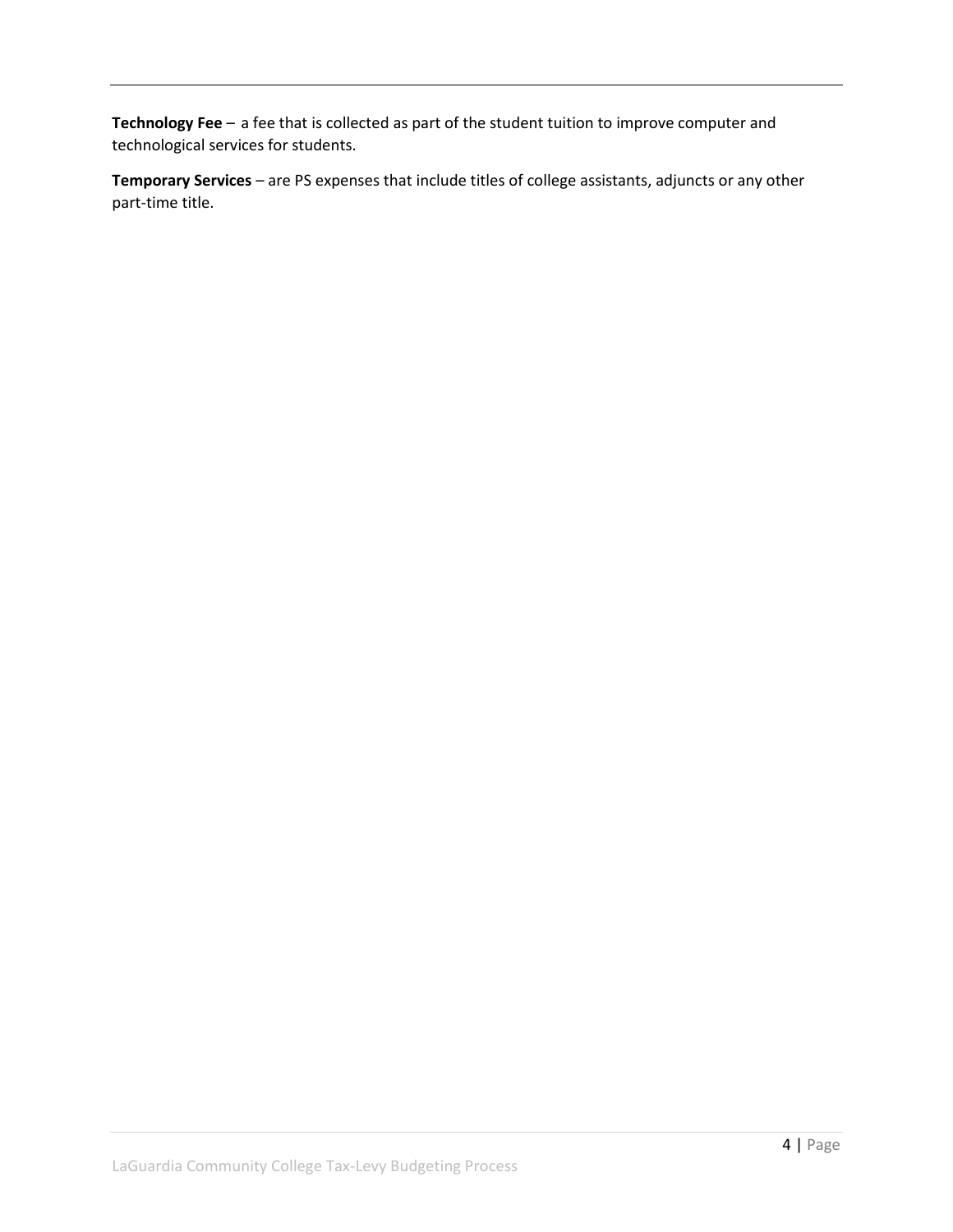**Technology Fee** – a fee that is collected as part of the student tuition to improve computer and technological services for students.

**Temporary Services** – are PS expenses that include titles of college assistants, adjuncts or any other part-time title.